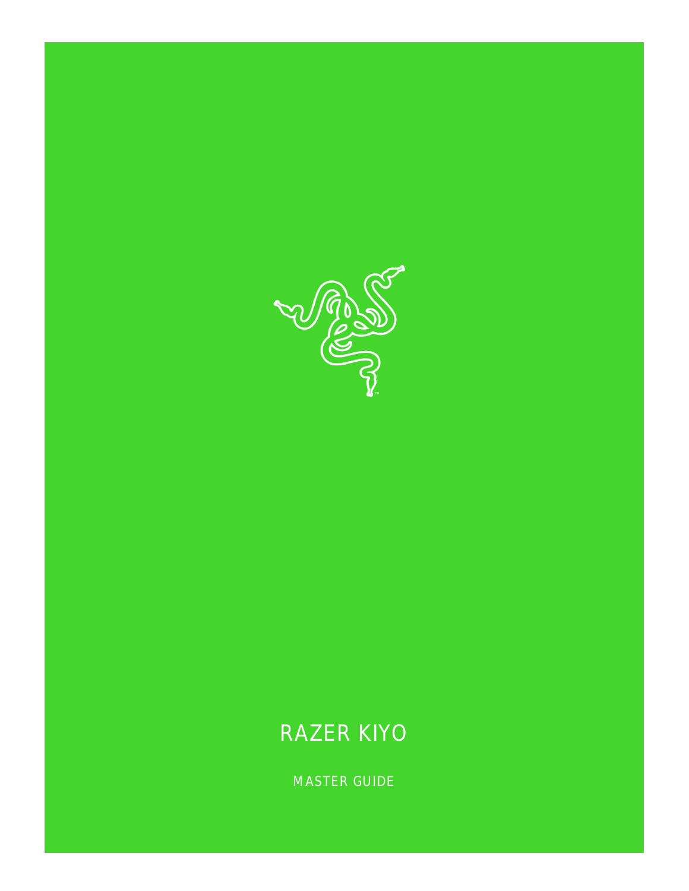# RAZER KIYO

MASTER GUIDE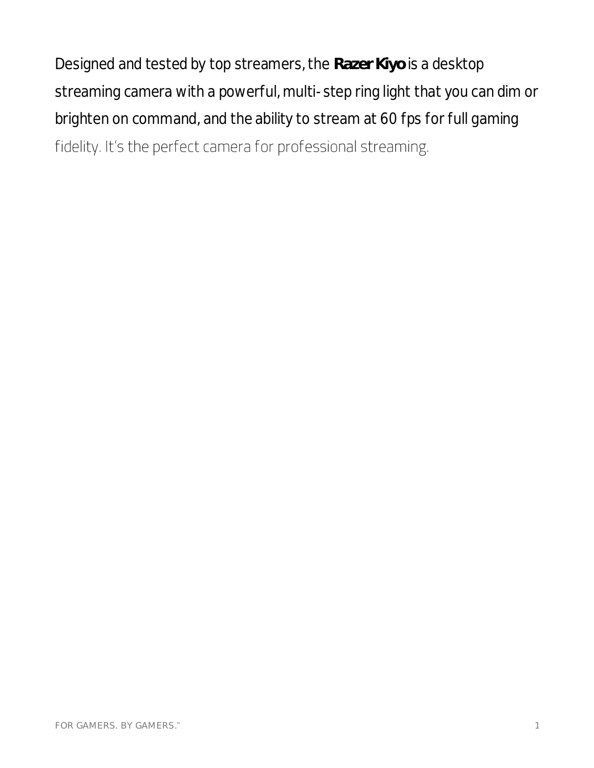Designed and tested by top streamers, the **Razer Kiyo** is a desktop streaming camera with a powerful, multi-step ring light that you can dim or brighten on command, and the ability to stream at 60 fps for full gaming fidelity. It's the perfect camera for professional streaming.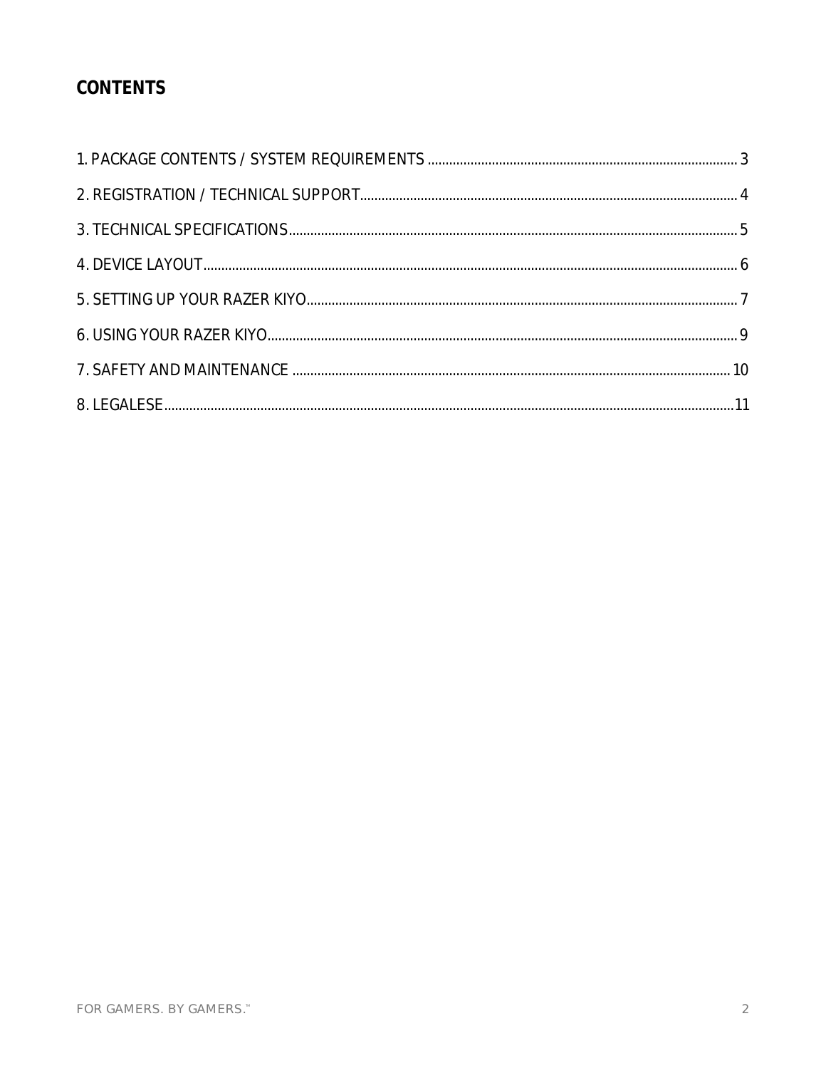# CONTENTS

1. PACKAGE CONTENTS / SYSTEM REQUIREMENTS ........................................................................................ 3
2. REGISTRATION / TECHNICAL SUPPORT........................................................................................................ 4
3. TECHNICAL SPECIFICATIONS........................................................................................................................ 5
4. DEVICE LAYOUT.............................................................................................................................................. 6
5. SETTING UP YOUR RAZER KIYO...................................................................................................................... 7
6. USING YOUR RAZER KIYO............................................................................................................................... 9
7. SAFETY AND MAINTENANCE ......................................................................................................................... 10
8. LEGALESE........................................................................................................................................................ 11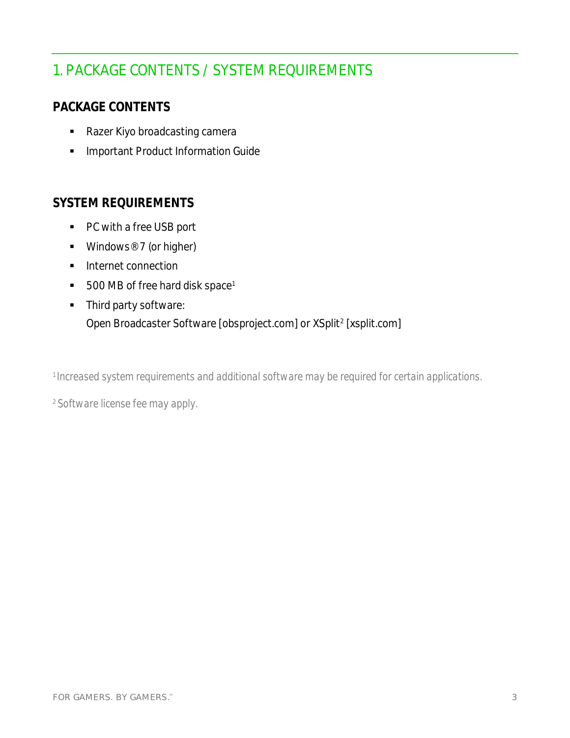# 1. PACKAGE CONTENTS / SYSTEM REQUIREMENTS

## PACKAGE CONTENTS

- Razer Kiyo broadcasting camera
- Important Product Information Guide

## SYSTEM REQUIREMENTS

- PC with a free USB port
- Windows® 7 (or higher)
- Internet connection
- 500 MB of free hard disk space[1]
- Third party software:
  Open Broadcaster Software [obsproject.com] or XSplit[2] [xsplit.com]

*[1] Increased system requirements and additional software may be required for certain applications.*

*[2] Software license fee may apply.*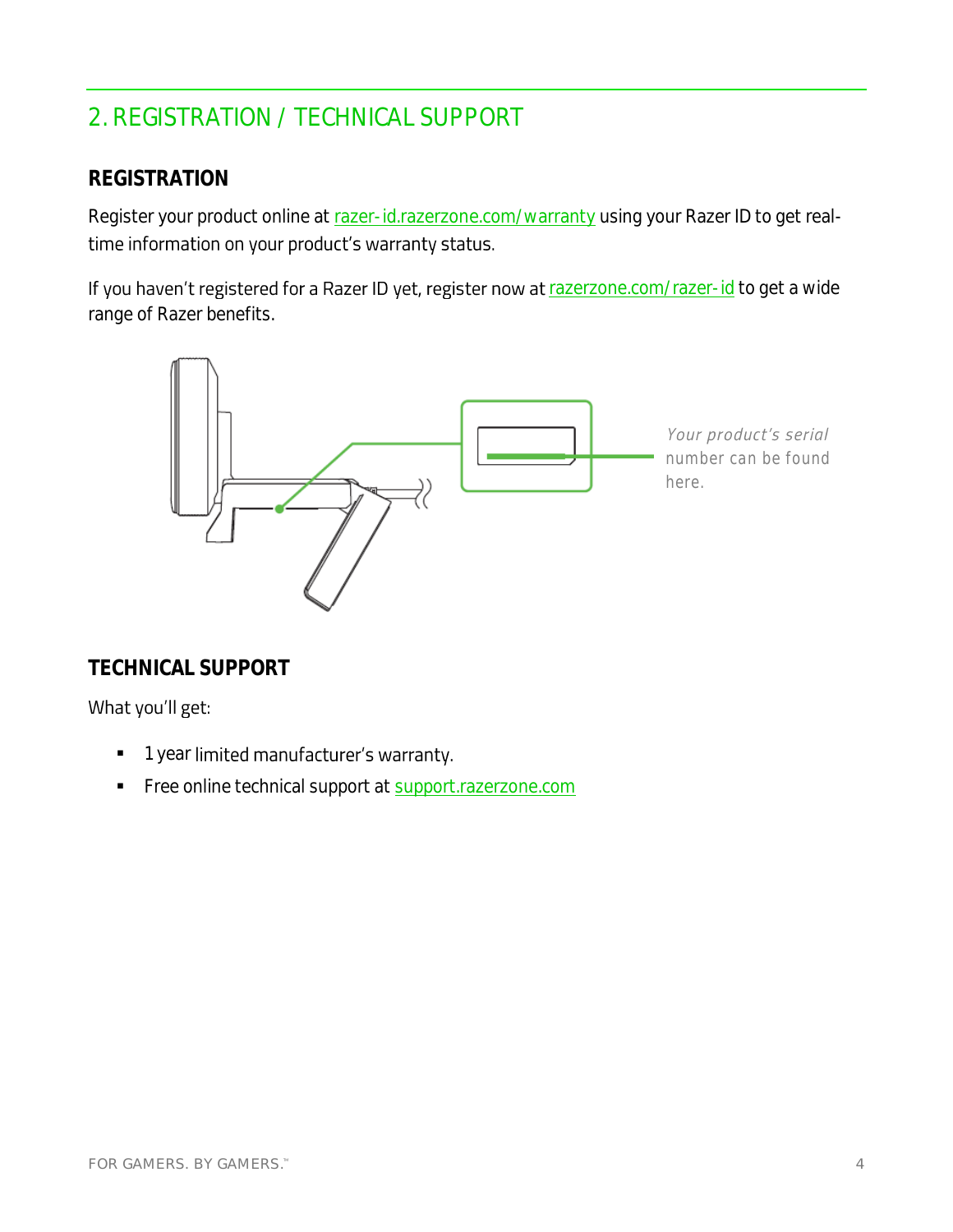# 2. REGISTRATION / TECHNICAL SUPPORT

## REGISTRATION

Register your product online at razer-id.razerzone.com/warranty using your Razer ID to get real-time information on your product's warranty status.

If you haven't registered for a Razer ID yet, register now at razerzone.com/razer-id to get a wide range of Razer benefits.

*Your product's serial number can be found here.*

## TECHNICAL SUPPORT

What you'll get:

- 1 year limited manufacturer's warranty.
- Free online technical support at support.razerzone.com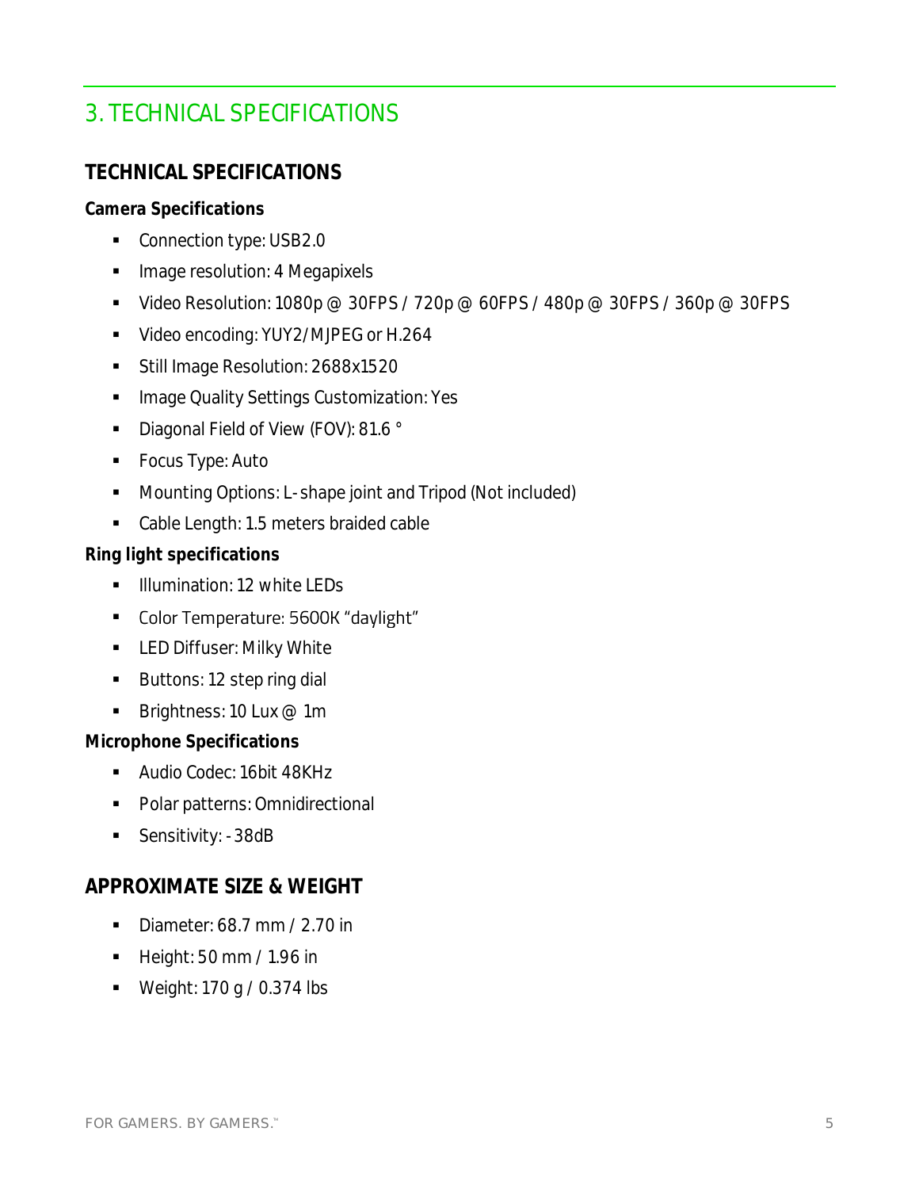# 3. TECHNICAL SPECIFICATIONS

## TECHNICAL SPECIFICATIONS

**Camera Specifications**

- Connection type: USB2.0
- Image resolution: 4 Megapixels
- Video Resolution: 1080p @ 30FPS / 720p @ 60FPS / 480p @ 30FPS / 360p @ 30FPS
- Video encoding: YUY2/MJPEG or H.264
- Still Image Resolution: 2688x1520
- Image Quality Settings Customization: Yes
- Diagonal Field of View (FOV): 81.6 °
- Focus Type: Auto
- Mounting Options: L-shape joint and Tripod (Not included)
- Cable Length: 1.5 meters braided cable

**Ring light specifications**

- Illumination: 12 white LEDs
- Color Temperature: 5600K "daylight"
- LED Diffuser: Milky White
- Buttons: 12 step ring dial
- Brightness: 10 Lux @ 1m

**Microphone Specifications**

- Audio Codec: 16bit 48KHz
- Polar patterns: Omnidirectional
- Sensitivity: -38dB

## APPROXIMATE SIZE & WEIGHT

- Diameter: 68.7 mm / 2.70 in
- Height: 50 mm / 1.96 in
- Weight: 170 g / 0.374 lbs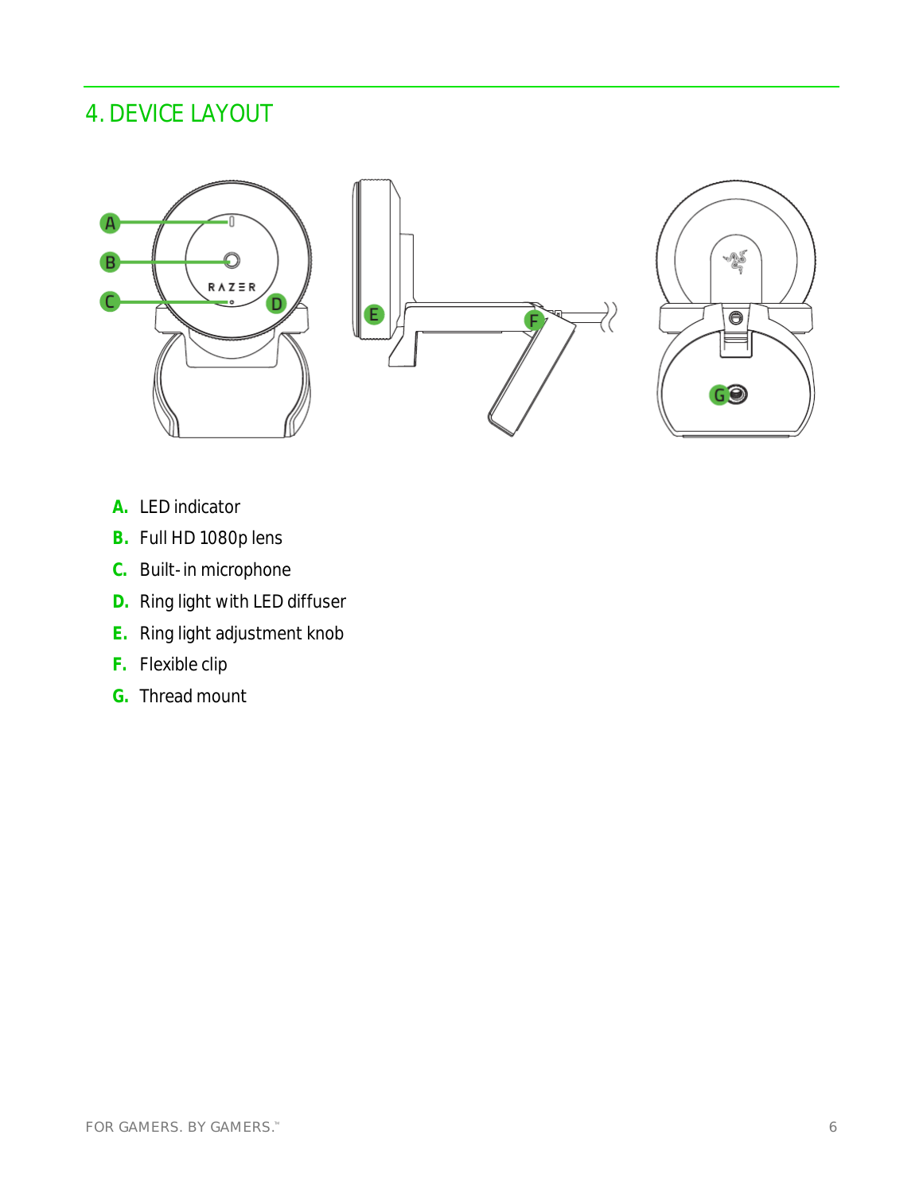# 4. DEVICE LAYOUT

- **A.** LED indicator
- **B.** Full HD 1080p lens
- **C.** Built-in microphone
- **D.** Ring light with LED diffuser
- **E.** Ring light adjustment knob
- **F.** Flexible clip
- **G.** Thread mount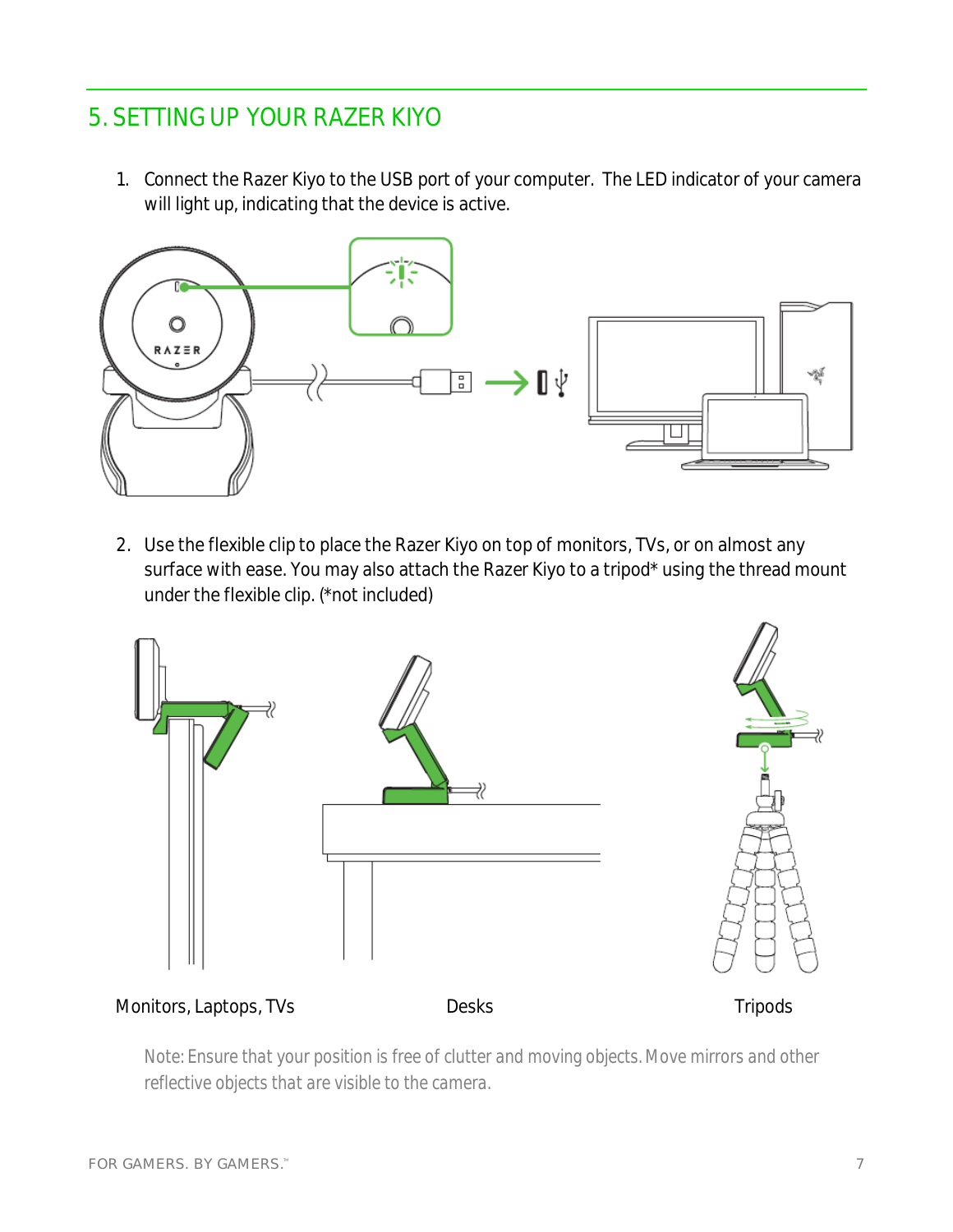## 5. SETTING UP YOUR RAZER KIYO

1. Connect the Razer Kiyo to the USB port of your computer. The LED indicator of your camera will light up, indicating that the device is active.

2. Use the flexible clip to place the Razer Kiyo on top of monitors, TVs, or on almost any surface with ease. You may also attach the Razer Kiyo to a tripod* using the thread mount under the flexible clip. (*not included)

Monitors, Laptops, TVs | Desks | Tripods

Note: Ensure that your position is free of clutter and moving objects. Move mirrors and other reflective objects that are visible to the camera.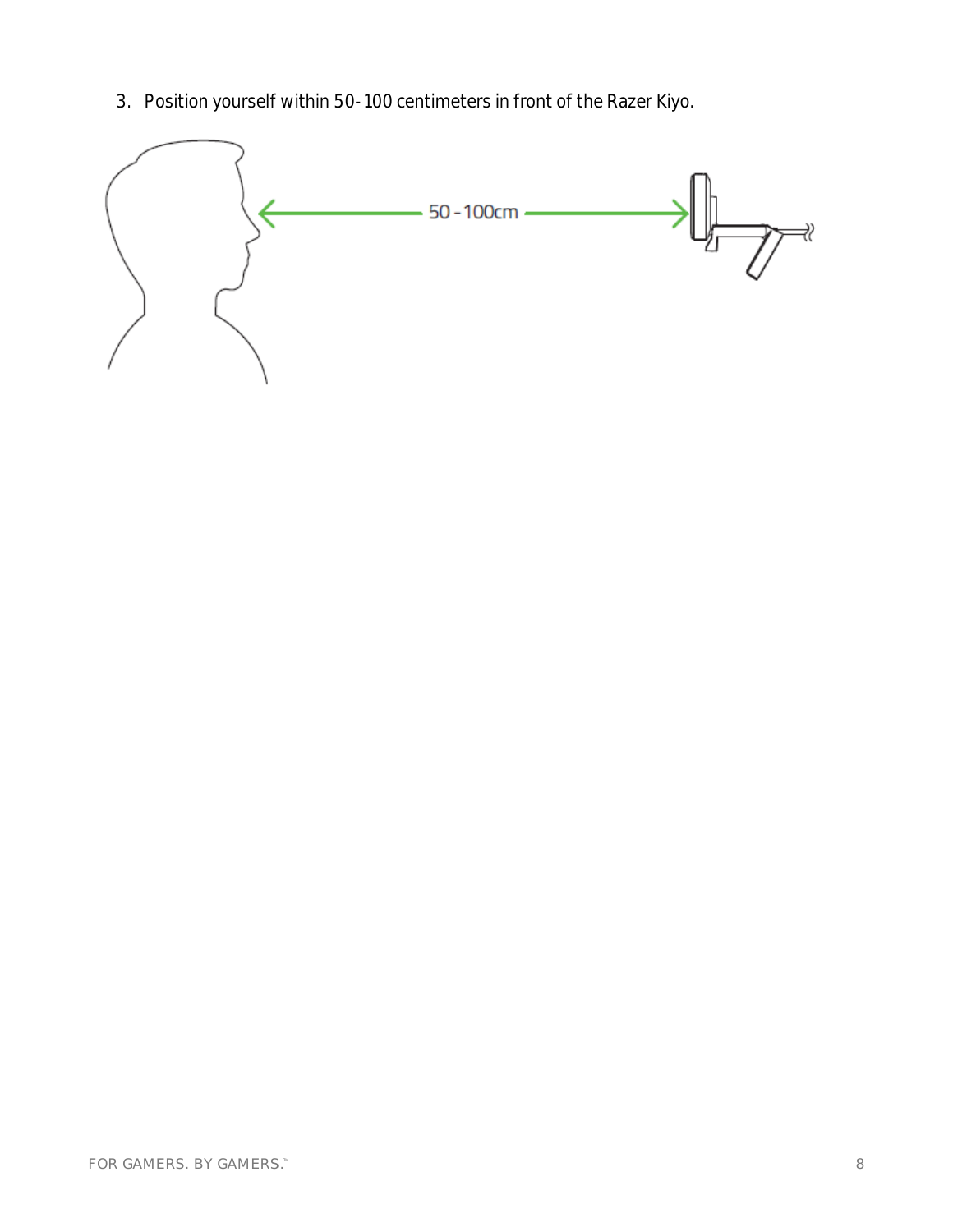3. Position yourself within 50-100 centimeters in front of the Razer Kiyo.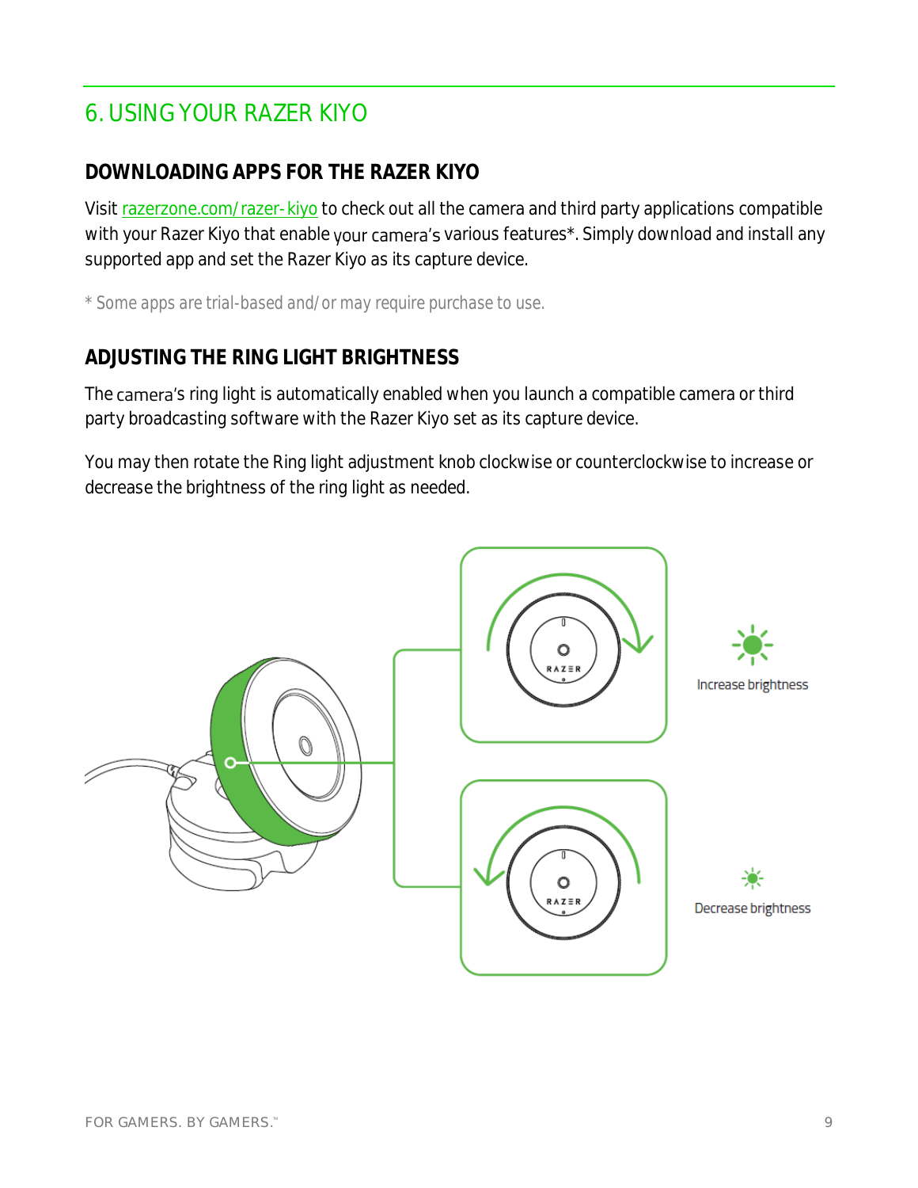# 6. USING YOUR RAZER KIYO

## DOWNLOADING APPS FOR THE RAZER KIYO

Visit razerzone.com/razer-kiyo to check out all the camera and third party applications compatible with your Razer Kiyo that enable your camera's various features*. Simply download and install any supported app and set the Razer Kiyo as its capture device.

* Some apps are trial-based and/or may require purchase to use.

## ADJUSTING THE RING LIGHT BRIGHTNESS

The camera's ring light is automatically enabled when you launch a compatible camera or third party broadcasting software with the Razer Kiyo set as its capture device.

You may then rotate the Ring light adjustment knob clockwise or counterclockwise to increase or decrease the brightness of the ring light as needed.

Increase brightness

Decrease brightness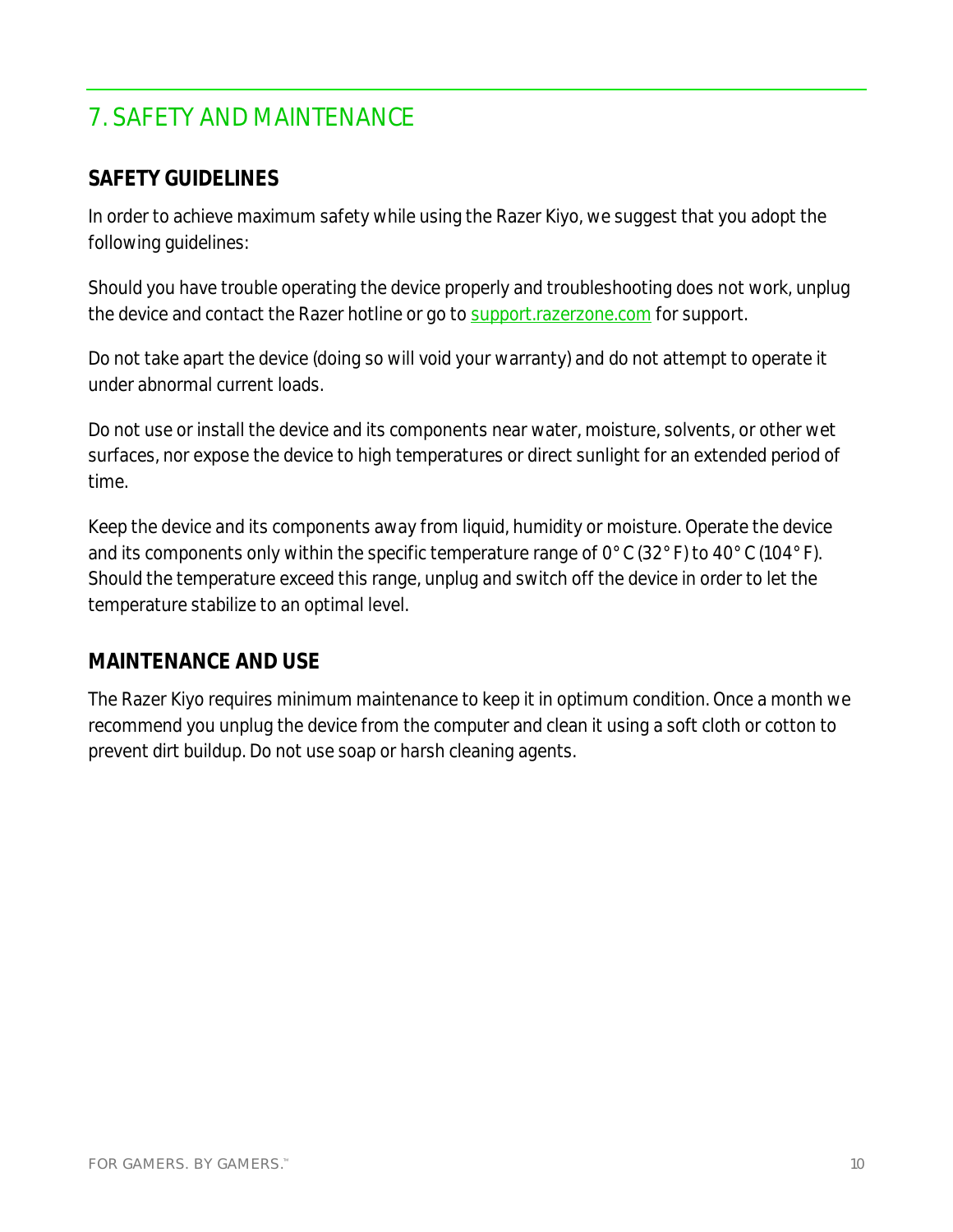# 7. SAFETY AND MAINTENANCE

## SAFETY GUIDELINES

In order to achieve maximum safety while using the Razer Kiyo, we suggest that you adopt the following guidelines:

Should you have trouble operating the device properly and troubleshooting does not work, unplug the device and contact the Razer hotline or go to support.razerzone.com for support.

Do not take apart the device (doing so will void your warranty) and do not attempt to operate it under abnormal current loads.

Do not use or install the device and its components near water, moisture, solvents, or other wet surfaces, nor expose the device to high temperatures or direct sunlight for an extended period of time.

Keep the device and its components away from liquid, humidity or moisture. Operate the device and its components only within the specific temperature range of 0° C (32° F) to 40° C (104° F). Should the temperature exceed this range, unplug and switch off the device in order to let the temperature stabilize to an optimal level.

## MAINTENANCE AND USE

The Razer Kiyo requires minimum maintenance to keep it in optimum condition. Once a month we recommend you unplug the device from the computer and clean it using a soft cloth or cotton to prevent dirt buildup. Do not use soap or harsh cleaning agents.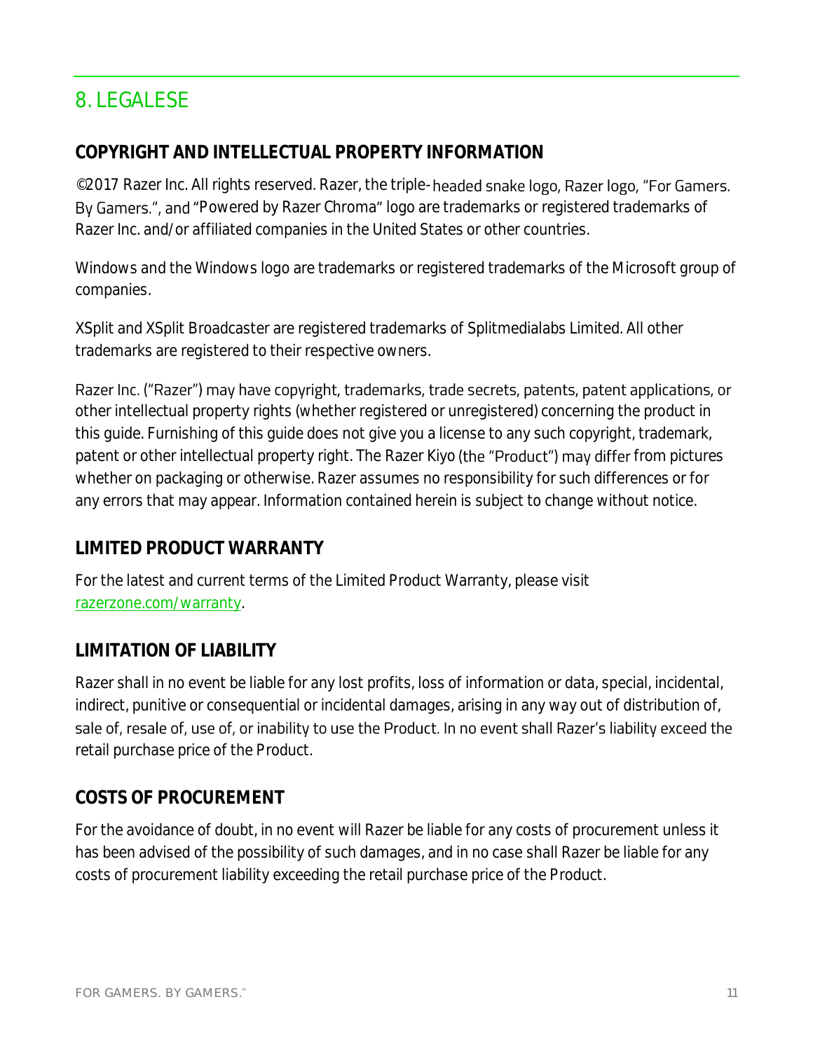## 8. LEGALESE

### COPYRIGHT AND INTELLECTUAL PROPERTY INFORMATION

©2017 Razer Inc. All rights reserved. Razer, the triple-headed snake logo, Razer logo, "For Gamers. By Gamers.", and "Powered by Razer Chroma" logo are trademarks or registered trademarks of Razer Inc. and/or affiliated companies in the United States or other countries.

Windows and the Windows logo are trademarks or registered trademarks of the Microsoft group of companies.

XSplit and XSplit Broadcaster are registered trademarks of Splitmedialabs Limited. All other trademarks are registered to their respective owners.

Razer Inc. ("Razer") may have copyright, trademarks, trade secrets, patents, patent applications, or other intellectual property rights (whether registered or unregistered) concerning the product in this guide. Furnishing of this guide does not give you a license to any such copyright, trademark, patent or other intellectual property right. The Razer Kiyo (the "Product") may differ from pictures whether on packaging or otherwise. Razer assumes no responsibility for such differences or for any errors that may appear. Information contained herein is subject to change without notice.

### LIMITED PRODUCT WARRANTY

For the latest and current terms of the Limited Product Warranty, please visit [razerzone.com/warranty](razerzone.com/warranty).

### LIMITATION OF LIABILITY

Razer shall in no event be liable for any lost profits, loss of information or data, special, incidental, indirect, punitive or consequential or incidental damages, arising in any way out of distribution of, sale of, resale of, use of, or inability to use the Product. In no event shall Razer's liability exceed the retail purchase price of the Product.

### COSTS OF PROCUREMENT

For the avoidance of doubt, in no event will Razer be liable for any costs of procurement unless it has been advised of the possibility of such damages, and in no case shall Razer be liable for any costs of procurement liability exceeding the retail purchase price of the Product.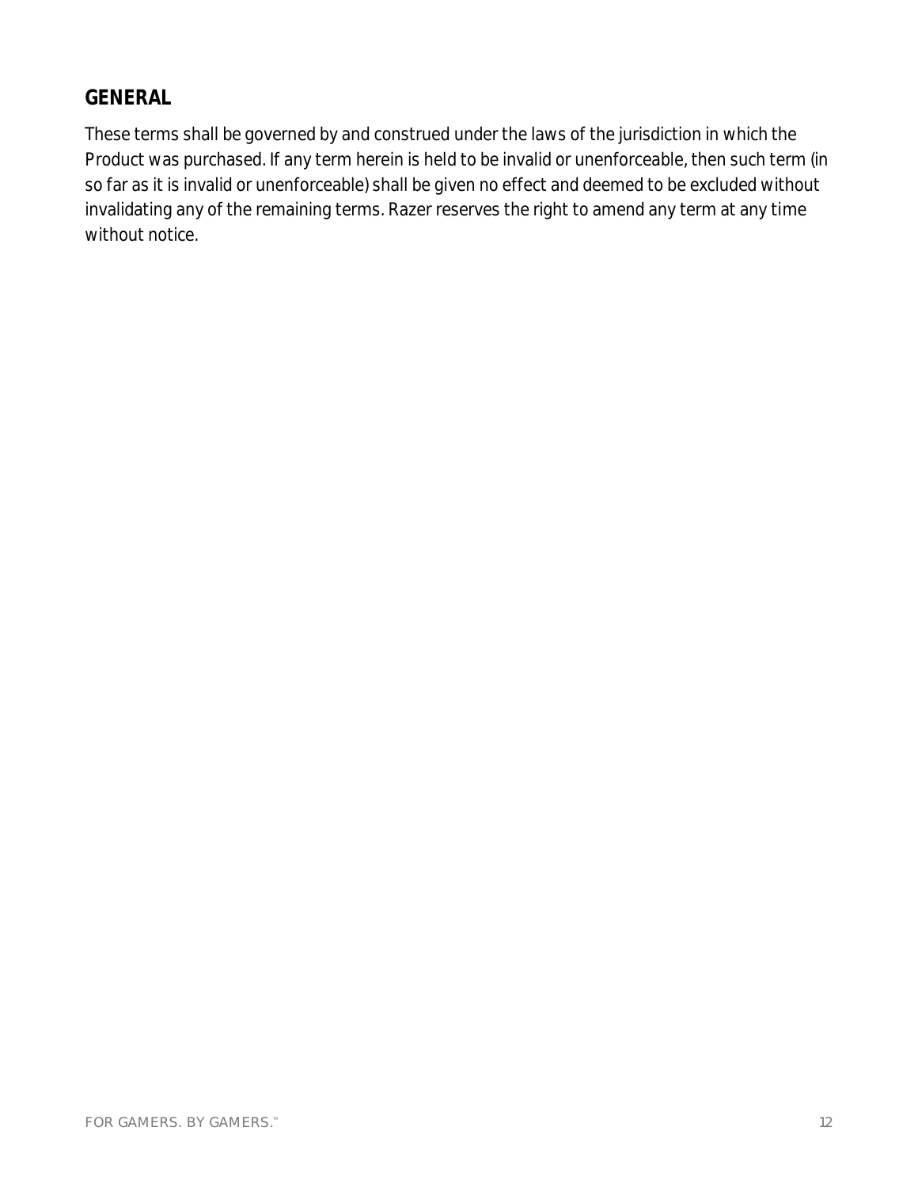## GENERAL

These terms shall be governed by and construed under the laws of the jurisdiction in which the Product was purchased. If any term herein is held to be invalid or unenforceable, then such term (in so far as it is invalid or unenforceable) shall be given no effect and deemed to be excluded without invalidating any of the remaining terms. Razer reserves the right to amend any term at any time without notice.